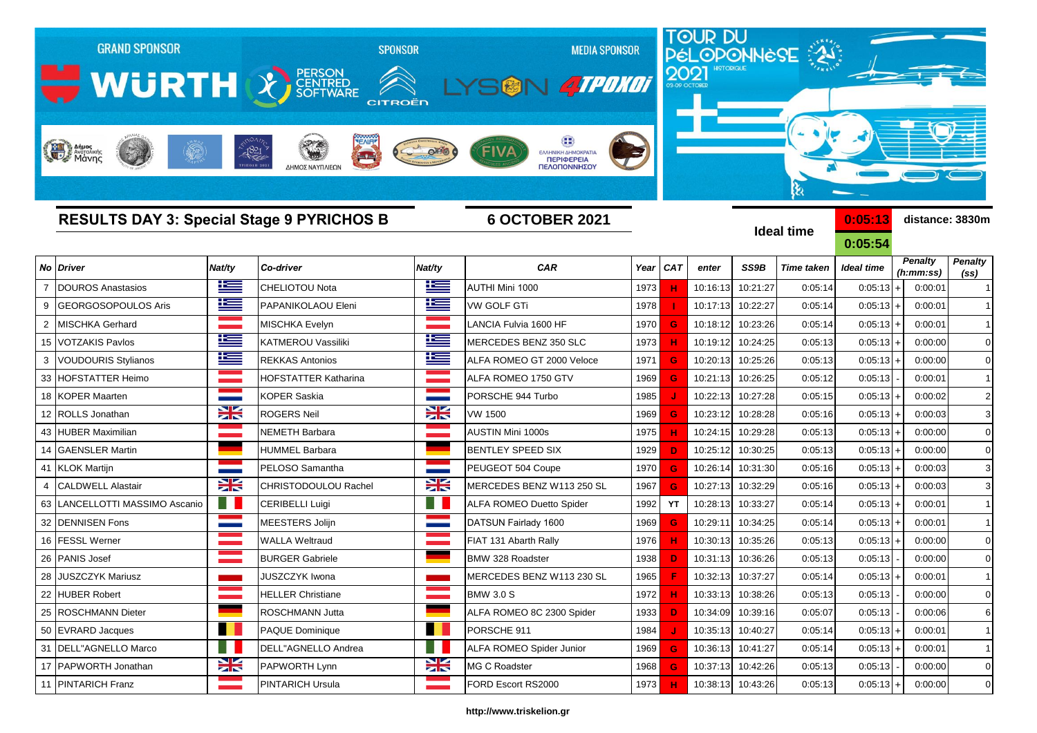GRAND SPONSOR WÜRTH · SPONSOR PERSON CENTRED SOFTWARE · CITROËN · MEDIA SPONSOR LYSON 4TPOXOI

TOUR DU PÉLOPONNÈSE 2021 HISTORIQUE 03-09 OCTOBER

## RESULTS DAY 3: Special Stage 9 PYRICHOS B

**6 OCTOBER 2021**

**Ideal time** 0:05:13 / 0:05:54 — **distance: 3830m**

| No | Driver | Nat/ty | Co-driver | Nat/ty | CAR | Year | CAT | enter | SS9B | Time taken | Ideal time | | Penalty (h:mm:ss) | Penalty (ss) |
|---|---|---|---|---|---|---|---|---|---|---|---|---|---|---|
| 7 | DOUROS Anastasios | | CHELIOTOU Nota | | AUTHI Mini 1000 | 1973 | H | 10:16:13 | 10:21:27 | 0:05:14 | 0:05:13 | + | 0:00:01 | 1 |
| 9 | GEORGOSOPOULOS Aris | | PAPANIKOLAOU Eleni | | VW GOLF GTi | 1978 | I | 10:17:13 | 10:22:27 | 0:05:14 | 0:05:13 | + | 0:00:01 | 1 |
| 2 | MISCHKA Gerhard | | MISCHKA Evelyn | | LANCIA Fulvia 1600 HF | 1970 | G | 10:18:12 | 10:23:26 | 0:05:14 | 0:05:13 | + | 0:00:01 | 1 |
| 15 | VOTZAKIS Pavlos | | KATMEROU Vassiliki | | MERCEDES BENZ 350 SLC | 1973 | H | 10:19:12 | 10:24:25 | 0:05:13 | 0:05:13 | + | 0:00:00 | 0 |
| 3 | VOUDOURIS Stylianos | | REKKAS Antonios | | ALFA ROMEO GT 2000 Veloce | 1971 | G | 10:20:13 | 10:25:26 | 0:05:13 | 0:05:13 | + | 0:00:00 | 0 |
| 33 | HOFSTATTER Heimo | | HOFSTATTER Katharina | | ALFA ROMEO 1750 GTV | 1969 | G | 10:21:13 | 10:26:25 | 0:05:12 | 0:05:13 | - | 0:00:01 | 1 |
| 18 | KOPER Maarten | | KOPER Saskia | | PORSCHE 944 Turbo | 1985 | J | 10:22:13 | 10:27:28 | 0:05:15 | 0:05:13 | + | 0:00:02 | 2 |
| 12 | ROLLS Jonathan | | ROGERS Neil | | VW 1500 | 1969 | G | 10:23:12 | 10:28:28 | 0:05:16 | 0:05:13 | + | 0:00:03 | 3 |
| 43 | HUBER Maximilian | | NEMETH Barbara | | AUSTIN Mini 1000s | 1975 | H | 10:24:15 | 10:29:28 | 0:05:13 | 0:05:13 | + | 0:00:00 | 0 |
| 14 | GAENSLER Martin | | HUMMEL Barbara | | BENTLEY SPEED SIX | 1929 | D | 10:25:12 | 10:30:25 | 0:05:13 | 0:05:13 | + | 0:00:00 | 0 |
| 41 | KLOK Martijn | | PELOSO Samantha | | PEUGEOT 504 Coupe | 1970 | G | 10:26:14 | 10:31:30 | 0:05:16 | 0:05:13 | + | 0:00:03 | 3 |
| 4 | CALDWELL Alastair | | CHRISTODOULOU Rachel | | MERCEDES BENZ W113 250 SL | 1967 | G | 10:27:13 | 10:32:29 | 0:05:16 | 0:05:13 | + | 0:00:03 | 3 |
| 63 | LANCELLOTTI MASSIMO Ascanio | | CERIBELLI Luigi | | ALFA ROMEO Duetto Spider | 1992 | YT | 10:28:13 | 10:33:27 | 0:05:14 | 0:05:13 | + | 0:00:01 | 1 |
| 32 | DENNISEN Fons | | MEESTERS Jolijn | | DATSUN Fairlady 1600 | 1969 | G | 10:29:11 | 10:34:25 | 0:05:14 | 0:05:13 | + | 0:00:01 | 1 |
| 16 | FESSL Werner | | WALLA Weltraud | | FIAT 131 Abarth Rally | 1976 | H | 10:30:13 | 10:35:26 | 0:05:13 | 0:05:13 | + | 0:00:00 | 0 |
| 26 | PANIS Josef | | BURGER Gabriele | | BMW 328 Roadster | 1938 | D | 10:31:13 | 10:36:26 | 0:05:13 | 0:05:13 | - | 0:00:00 | 0 |
| 28 | JUSZCZYK Mariusz | | JUSZCZYK Iwona | | MERCEDES BENZ W113 230 SL | 1965 | F | 10:32:13 | 10:37:27 | 0:05:14 | 0:05:13 | + | 0:00:01 | 1 |
| 22 | HUBER Robert | | HELLER Christiane | | BMW 3.0 S | 1972 | H | 10:33:13 | 10:38:26 | 0:05:13 | 0:05:13 | - | 0:00:00 | 0 |
| 25 | ROSCHMANN Dieter | | ROSCHMANN Jutta | | ALFA ROMEO 8C 2300 Spider | 1933 | D | 10:34:09 | 10:39:16 | 0:05:07 | 0:05:13 | - | 0:00:06 | 6 |
| 50 | EVRARD Jacques | | PAQUE Dominique | | PORSCHE 911 | 1984 | J | 10:35:13 | 10:40:27 | 0:05:14 | 0:05:13 | + | 0:00:01 | 1 |
| 31 | DELL"AGNELLO Marco | | DELL"AGNELLO Andrea | | ALFA ROMEO Spider Junior | 1969 | G | 10:36:13 | 10:41:27 | 0:05:14 | 0:05:13 | + | 0:00:01 | 1 |
| 17 | PAPWORTH Jonathan | | PAPWORTH Lynn | | MG C Roadster | 1968 | G | 10:37:13 | 10:42:26 | 0:05:13 | 0:05:13 | - | 0:00:00 | 0 |
| 11 | PINTARICH Franz | | PINTARICH Ursula | | FORD Escort RS2000 | 1973 | H | 10:38:13 | 10:43:26 | 0:05:13 | 0:05:13 | + | 0:00:00 | 0 |

http://www.triskelion.gr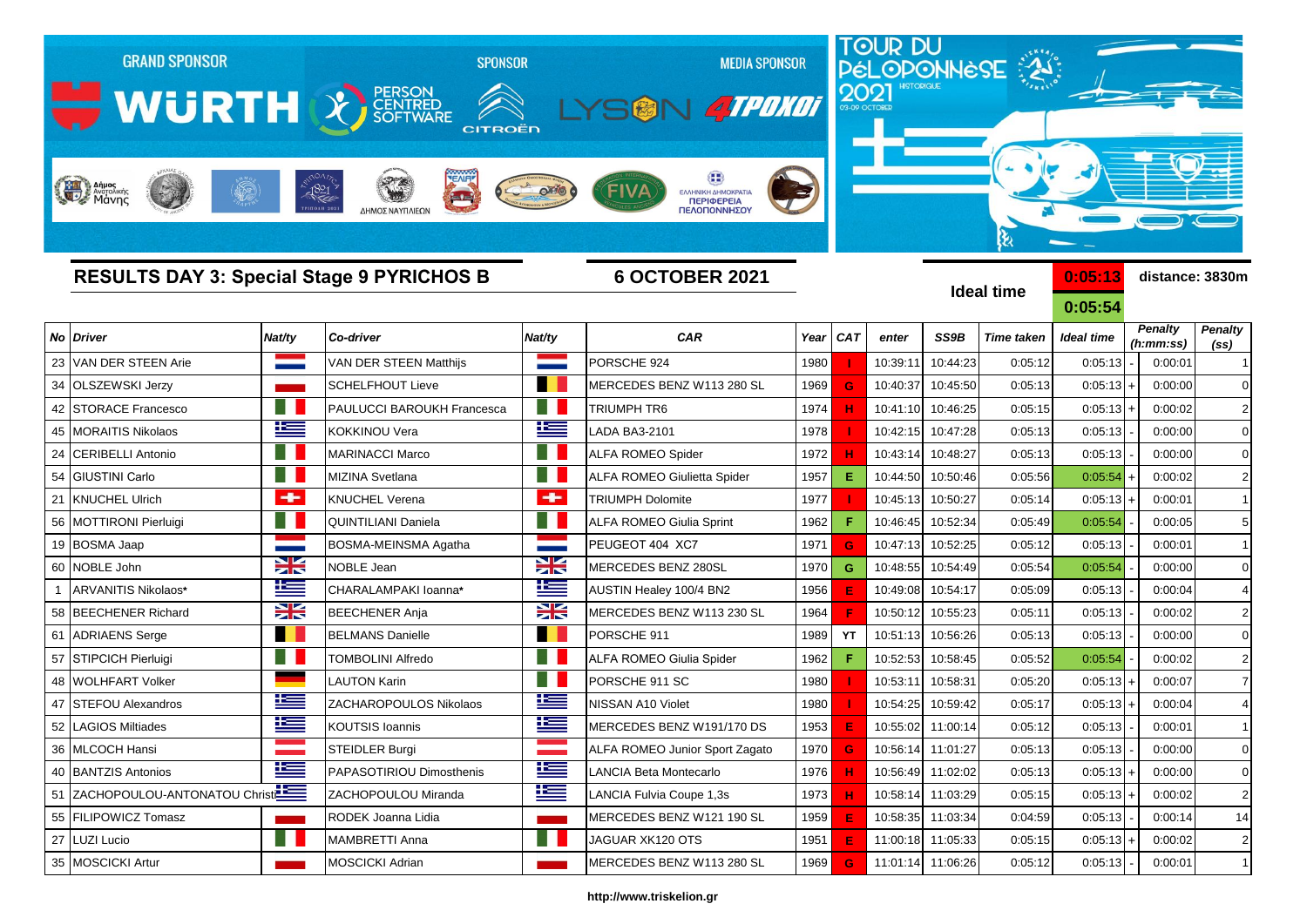GRAND SPONSOR WÜRTH — SPONSOR PERSON CENTRED SOFTWARE, CITROËN — MEDIA SPONSOR LYSON 4TPOXOI

TOUR DU PÉLOPONNÈSE 2021 HISTORIQUE 03-09 OCTOBER

## RESULTS DAY 3: Special Stage 9 PYRICHOS B

**6 OCTOBER 2021**

**Ideal time** 0:05:13 / 0:05:54 — **distance: 3830m**

| No | Driver | Nat/ty | Co-driver | Nat/ty | CAR | Year | CAT | enter | SS9B | Time taken | Ideal time | | Penalty (h:mm:ss) | Penalty (ss) |
|---|---|---|---|---|---|---|---|---|---|---|---|---|---|---|
| 23 | VAN DER STEEN Arie | | VAN DER STEEN Matthijs | | PORSCHE 924 | 1980 | I | 10:39:11 | 10:44:23 | 0:05:12 | 0:05:13 | - | 0:00:01 | 1 |
| 34 | OLSZEWSKI Jerzy | | SCHELFHOUT Lieve | | MERCEDES BENZ W113 280 SL | 1969 | G | 10:40:37 | 10:45:50 | 0:05:13 | 0:05:13 | + | 0:00:00 | 0 |
| 42 | STORACE Francesco | | PAULUCCI BAROUKH Francesca | | TRIUMPH TR6 | 1974 | H | 10:41:10 | 10:46:25 | 0:05:15 | 0:05:13 | + | 0:00:02 | 2 |
| 45 | MORAITIS Nikolaos | | KOKKINOU Vera | | LADA BA3-2101 | 1978 | I | 10:42:15 | 10:47:28 | 0:05:13 | 0:05:13 | - | 0:00:00 | 0 |
| 24 | CERIBELLI Antonio | | MARINACCI Marco | | ALFA ROMEO Spider | 1972 | H | 10:43:14 | 10:48:27 | 0:05:13 | 0:05:13 | - | 0:00:00 | 0 |
| 54 | GIUSTINI Carlo | | MIZINA Svetlana | | ALFA ROMEO Giulietta Spider | 1957 | E | 10:44:50 | 10:50:46 | 0:05:56 | 0:05:54 | + | 0:00:02 | 2 |
| 21 | KNUCHEL Ulrich | | KNUCHEL Verena | | TRIUMPH Dolomite | 1977 | I | 10:45:13 | 10:50:27 | 0:05:14 | 0:05:13 | + | 0:00:01 | 1 |
| 56 | MOTTIRONI Pierluigi | | QUINTILIANI Daniela | | ALFA ROMEO Giulia Sprint | 1962 | F | 10:46:45 | 10:52:34 | 0:05:49 | 0:05:54 | - | 0:00:05 | 5 |
| 19 | BOSMA Jaap | | BOSMA-MEINSMA Agatha | | PEUGEOT 404 XC7 | 1971 | G | 10:47:13 | 10:52:25 | 0:05:12 | 0:05:13 | - | 0:00:01 | 1 |
| 60 | NOBLE John | | NOBLE Jean | | MERCEDES BENZ 280SL | 1970 | G | 10:48:55 | 10:54:49 | 0:05:54 | 0:05:54 | - | 0:00:00 | 0 |
| 1 | ARVANITIS Nikolaos* | | CHARALAMPAKI Ioanna* | | AUSTIN Healey 100/4 BN2 | 1956 | E | 10:49:08 | 10:54:17 | 0:05:09 | 0:05:13 | - | 0:00:04 | 4 |
| 58 | BEECHENER Richard | | BEECHENER Anja | | MERCEDES BENZ W113 230 SL | 1964 | F | 10:50:12 | 10:55:23 | 0:05:11 | 0:05:13 | - | 0:00:02 | 2 |
| 61 | ADRIAENS Serge | | BELMANS Danielle | | PORSCHE 911 | 1989 | YT | 10:51:13 | 10:56:26 | 0:05:13 | 0:05:13 | - | 0:00:00 | 0 |
| 57 | STIPCICH Pierluigi | | TOMBOLINI Alfredo | | ALFA ROMEO Giulia Spider | 1962 | F | 10:52:53 | 10:58:45 | 0:05:52 | 0:05:54 | - | 0:00:02 | 2 |
| 48 | WOLHFART Volker | | LAUTON Karin | | PORSCHE 911 SC | 1980 | I | 10:53:11 | 10:58:31 | 0:05:20 | 0:05:13 | + | 0:00:07 | 7 |
| 47 | STEFOU Alexandros | | ZACHAROPOULOS Nikolaos | | NISSAN A10 Violet | 1980 | I | 10:54:25 | 10:59:42 | 0:05:17 | 0:05:13 | + | 0:00:04 | 4 |
| 52 | LAGIOS Miltiades | | KOUTSIS Ioannis | | MERCEDES BENZ W191/170 DS | 1953 | E | 10:55:02 | 11:00:14 | 0:05:12 | 0:05:13 | - | 0:00:01 | 1 |
| 36 | MLCOCH Hansi | | STEIDLER Burgi | | ALFA ROMEO Junior Sport Zagato | 1970 | G | 10:56:14 | 11:01:27 | 0:05:13 | 0:05:13 | - | 0:00:00 | 0 |
| 40 | BANTZIS Antonios | | PAPASOTIRIOU Dimosthenis | | LANCIA Beta Montecarlo | 1976 | H | 10:56:49 | 11:02:02 | 0:05:13 | 0:05:13 | + | 0:00:00 | 0 |
| 51 | ZACHOPOULOU-ANTONATOU Christi | | ZACHOPOULOU Miranda | | LANCIA Fulvia Coupe 1,3s | 1973 | H | 10:58:14 | 11:03:29 | 0:05:15 | 0:05:13 | + | 0:00:02 | 2 |
| 55 | FILIPOWICZ Tomasz | | RODEK Joanna Lidia | | MERCEDES BENZ W121 190 SL | 1959 | E | 10:58:35 | 11:03:34 | 0:04:59 | 0:05:13 | - | 0:00:14 | 14 |
| 27 | LUZI Lucio | | MAMBRETTI Anna | | JAGUAR XK120 OTS | 1951 | E | 11:00:18 | 11:05:33 | 0:05:15 | 0:05:13 | + | 0:00:02 | 2 |
| 35 | MOSCICKI Artur | | MOSCICKI Adrian | | MERCEDES BENZ W113 280 SL | 1969 | G | 11:01:14 | 11:06:26 | 0:05:12 | 0:05:13 | - | 0:00:01 | 1 |

http://www.triskelion.gr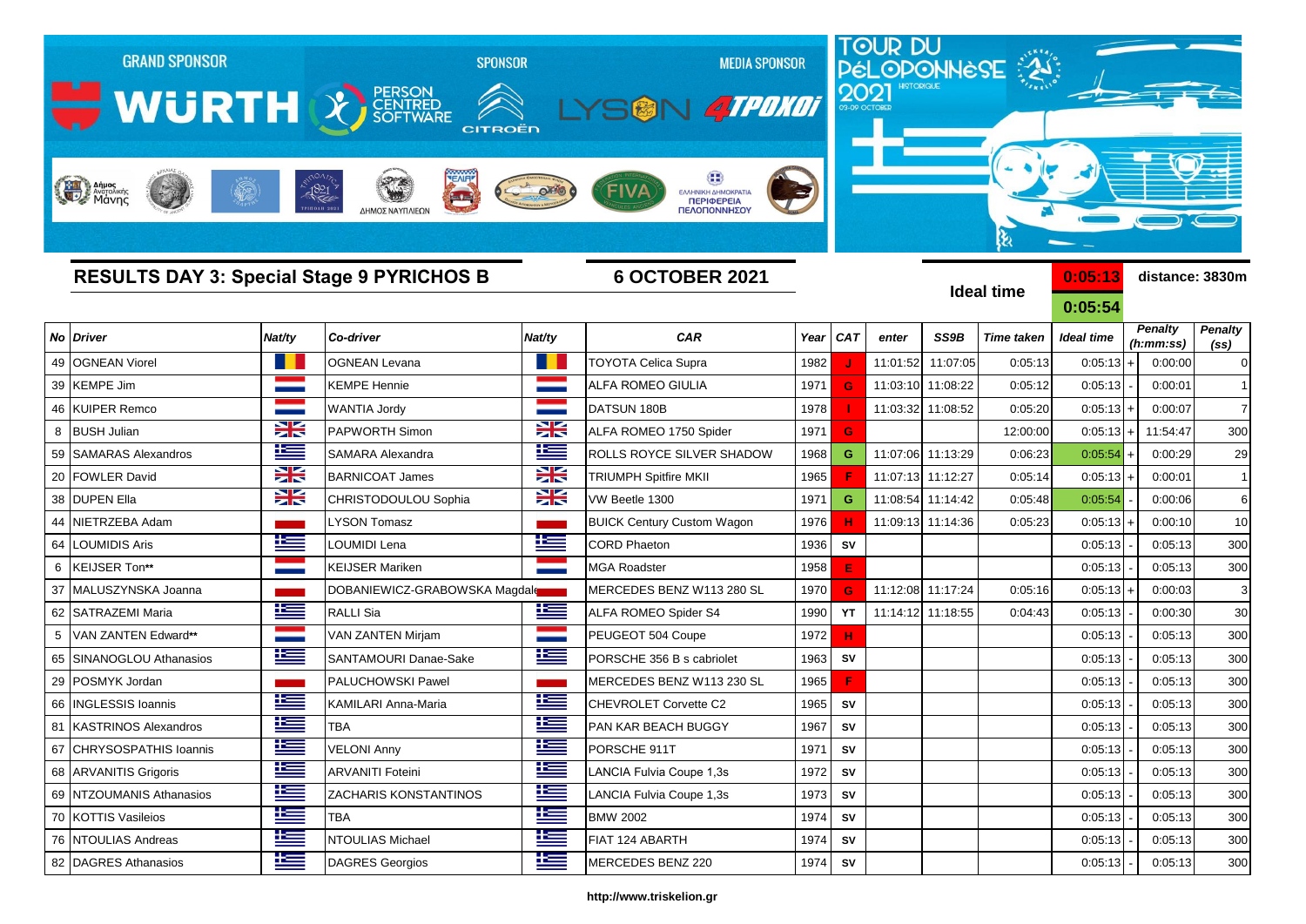GRAND SPONSOR WÜRTH — SPONSOR PERSON CENTRED SOFTWARE, CITROËN — MEDIA SPONSOR LYSON, 4TPOXOI

TOUR DU PÉLOPONNÈSE 2021 HISTORIQUE 03-09 OCTOBER

## RESULTS DAY 3: Special Stage 9 PYRICHOS B

**6 OCTOBER 2021**

**Ideal time** 0:05:13 / 0:05:54 — **distance: 3830m**

| No | Driver | Nat/ty | Co-driver | Nat/ty | CAR | Year | CAT | enter | SS9B | Time taken | Ideal time | | Penalty (h:mm:ss) | Penalty (ss) |
|---|---|---|---|---|---|---|---|---|---|---|---|---|---|---|
| 49 | OGNEAN Viorel | | OGNEAN Levana | | TOYOTA Celica Supra | 1982 | J | 11:01:52 | 11:07:05 | 0:05:13 | 0:05:13 | + | 0:00:00 | 0 |
| 39 | KEMPE Jim | | KEMPE Hennie | | ALFA ROMEO GIULIA | 1971 | G | 11:03:10 | 11:08:22 | 0:05:12 | 0:05:13 | - | 0:00:01 | 1 |
| 46 | KUIPER Remco | | WANTIA Jordy | | DATSUN 180B | 1978 | I | 11:03:32 | 11:08:52 | 0:05:20 | 0:05:13 | + | 0:00:07 | 7 |
| 8 | BUSH Julian | | PAPWORTH Simon | | ALFA ROMEO 1750 Spider | 1971 | G | | | 12:00:00 | 0:05:13 | + | 11:54:47 | 300 |
| 59 | SAMARAS Alexandros | | SAMARA Alexandra | | ROLLS ROYCE SILVER SHADOW | 1968 | G | 11:07:06 | 11:13:29 | 0:06:23 | 0:05:54 | + | 0:00:29 | 29 |
| 20 | FOWLER David | | BARNICOAT James | | TRIUMPH Spitfire MKII | 1965 | F | 11:07:13 | 11:12:27 | 0:05:14 | 0:05:13 | + | 0:00:01 | 1 |
| 38 | DUPEN Ella | | CHRISTODOULOU Sophia | | VW Beetle 1300 | 1971 | G | 11:08:54 | 11:14:42 | 0:05:48 | 0:05:54 | - | 0:00:06 | 6 |
| 44 | NIETRZEBA Adam | | LYSON Tomasz | | BUICK Century Custom Wagon | 1976 | H | 11:09:13 | 11:14:36 | 0:05:23 | 0:05:13 | + | 0:00:10 | 10 |
| 64 | LOUMIDIS Aris | | LOUMIDI Lena | | CORD Phaeton | 1936 | SV | | | | 0:05:13 | - | 0:05:13 | 300 |
| 6 | KEIJSER Ton** | | KEIJSER Mariken | | MGA Roadster | 1958 | E | | | | 0:05:13 | - | 0:05:13 | 300 |
| 37 | MALUSZYNSKA Joanna | | DOBANIEWICZ-GRABOWSKA Magdale | | MERCEDES BENZ W113 280 SL | 1970 | G | 11:12:08 | 11:17:24 | 0:05:16 | 0:05:13 | + | 0:00:03 | 3 |
| 62 | SATRAZEMI Maria | | RALLI Sia | | ALFA ROMEO Spider S4 | 1990 | YT | 11:14:12 | 11:18:55 | 0:04:43 | 0:05:13 | - | 0:00:30 | 30 |
| 5 | VAN ZANTEN Edward** | | VAN ZANTEN Mirjam | | PEUGEOT 504 Coupe | 1972 | H | | | | 0:05:13 | - | 0:05:13 | 300 |
| 65 | SINANOGLOU Athanasios | | SANTAMOURI Danae-Sake | | PORSCHE 356 B s cabriolet | 1963 | SV | | | | 0:05:13 | - | 0:05:13 | 300 |
| 29 | POSMYK Jordan | | PALUCHOWSKI Pawel | | MERCEDES BENZ W113 230 SL | 1965 | F | | | | 0:05:13 | - | 0:05:13 | 300 |
| 66 | INGLESSIS Ioannis | | KAMILARI Anna-Maria | | CHEVROLET Corvette C2 | 1965 | SV | | | | 0:05:13 | - | 0:05:13 | 300 |
| 81 | KASTRINOS Alexandros | | TBA | | PAN KAR BEACH BUGGY | 1967 | SV | | | | 0:05:13 | - | 0:05:13 | 300 |
| 67 | CHRYSOSPATHIS Ioannis | | VELONI Anny | | PORSCHE 911T | 1971 | SV | | | | 0:05:13 | - | 0:05:13 | 300 |
| 68 | ARVANITIS Grigoris | | ARVANITI Foteini | | LANCIA Fulvia Coupe 1,3s | 1972 | SV | | | | 0:05:13 | - | 0:05:13 | 300 |
| 69 | NTZOUMANIS Athanasios | | ZACHARIS KONSTANTINOS | | LANCIA Fulvia Coupe 1,3s | 1973 | SV | | | | 0:05:13 | - | 0:05:13 | 300 |
| 70 | KOTTIS Vasileios | | TBA | | BMW 2002 | 1974 | SV | | | | 0:05:13 | - | 0:05:13 | 300 |
| 76 | NTOULIAS Andreas | | NTOULIAS Michael | | FIAT 124 ABARTH | 1974 | SV | | | | 0:05:13 | - | 0:05:13 | 300 |
| 82 | DAGRES Athanasios | | DAGRES Georgios | | MERCEDES BENZ 220 | 1974 | SV | | | | 0:05:13 | - | 0:05:13 | 300 |

http://www.triskelion.gr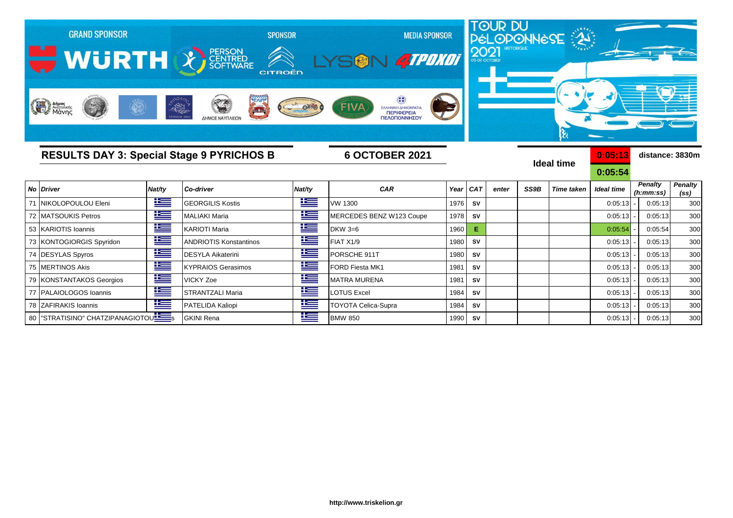GRAND SPONSOR WÜRTH — SPONSOR PERSON CENTRED SOFTWARE, CITROËN — MEDIA SPONSOR LYSON 4TPOXOI

TOUR DU PÉLOPONNÈSE HISTORIQUE 2021

## RESULTS DAY 3: Special Stage 9 PYRICHOS B

**6 OCTOBER 2021**

**Ideal time** 0:05:13 / 0:05:54 — **distance: 3830m**

| No | Driver | Nat/ty | Co-driver | Nat/ty | CAR | Year | CAT | enter | SS9B | Time taken | Ideal time | | Penalty (h:mm:ss) | Penalty (ss) |
|---|---|---|---|---|---|---|---|---|---|---|---|---|---|---|
| 71 | NIKOLOPOULOU Eleni | | GEORGILIS Kostis | | VW 1300 | 1976 | SV | | | | 0:05:13 | - | 0:05:13 | 300 |
| 72 | MATSOUKIS Petros | | MALIAKI Maria | | MERCEDES BENZ W123 Coupe | 1978 | SV | | | | 0:05:13 | - | 0:05:13 | 300 |
| 53 | KARIOTIS Ioannis | | KARIOTI Maria | | DKW 3=6 | 1960 | E | | | | 0:05:54 | - | 0:05:54 | 300 |
| 73 | KONTOGIORGIS Spyridon | | ANDRIOTIS Konstantinos | | FIAT X1/9 | 1980 | SV | | | | 0:05:13 | - | 0:05:13 | 300 |
| 74 | DESYLAS Spyros | | DESYLA Aikaterini | | PORSCHE 911T | 1980 | SV | | | | 0:05:13 | - | 0:05:13 | 300 |
| 75 | MERTINOS Akis | | KYPRAIOS Gerasimos | | FORD Fiesta MK1 | 1981 | SV | | | | 0:05:13 | - | 0:05:13 | 300 |
| 79 | KONSTANTAKOS Georgios | | VICKY Zoe | | MATRA MURENA | 1981 | SV | | | | 0:05:13 | - | 0:05:13 | 300 |
| 77 | PALAIOLOGOS Ioannis | | STRANTZALI Maria | | LOTUS Excel | 1984 | SV | | | | 0:05:13 | - | 0:05:13 | 300 |
| 78 | ZAFIRAKIS Ioannis | | PATELIDA Kaliopi | | TOYOTA Celica-Supra | 1984 | SV | | | | 0:05:13 | - | 0:05:13 | 300 |
| 80 | "STRATISINO" CHATZIPANAGIOTOUs | | GKINI Rena | | BMW 850 | 1990 | SV | | | | 0:05:13 | - | 0:05:13 | 300 |

http://www.triskelion.gr